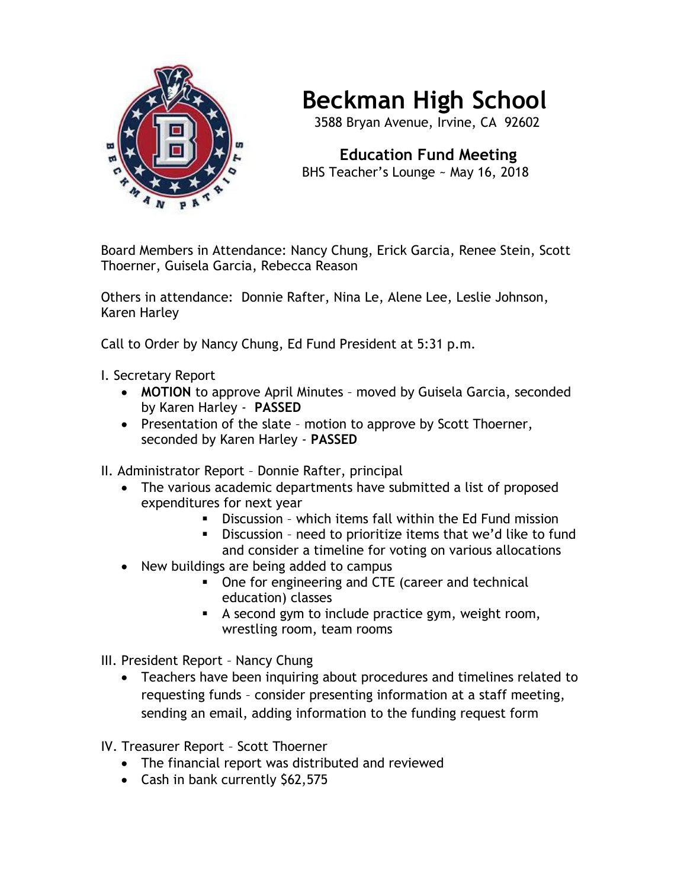# Beckman High School

3588 Bryan Avenue, Irvine, CA 92602

## Education Fund Meeting

BHS Teacher's Lounge ~ May 16, 2018

Board Members in Attendance: Nancy Chung, Erick Garcia, Renee Stein, Scott Thoerner, Guisela Garcia, Rebecca Reason

Others in attendance: Donnie Rafter, Nina Le, Alene Lee, Leslie Johnson, Karen Harley

Call to Order by Nancy Chung, Ed Fund President at 5:31 p.m.

I. Secretary Report

- **MOTION** to approve April Minutes – moved by Guisela Garcia, seconded by Karen Harley - **PASSED**
- Presentation of the slate – motion to approve by Scott Thoerner, seconded by Karen Harley - **PASSED**

II. Administrator Report – Donnie Rafter, principal

- The various academic departments have submitted a list of proposed expenditures for next year
    - Discussion – which items fall within the Ed Fund mission
    - Discussion – need to prioritize items that we'd like to fund and consider a timeline for voting on various allocations
- New buildings are being added to campus
    - One for engineering and CTE (career and technical education) classes
    - A second gym to include practice gym, weight room, wrestling room, team rooms

III. President Report – Nancy Chung

- Teachers have been inquiring about procedures and timelines related to requesting funds – consider presenting information at a staff meeting, sending an email, adding information to the funding request form

IV. Treasurer Report – Scott Thoerner

- The financial report was distributed and reviewed
- Cash in bank currently $62,575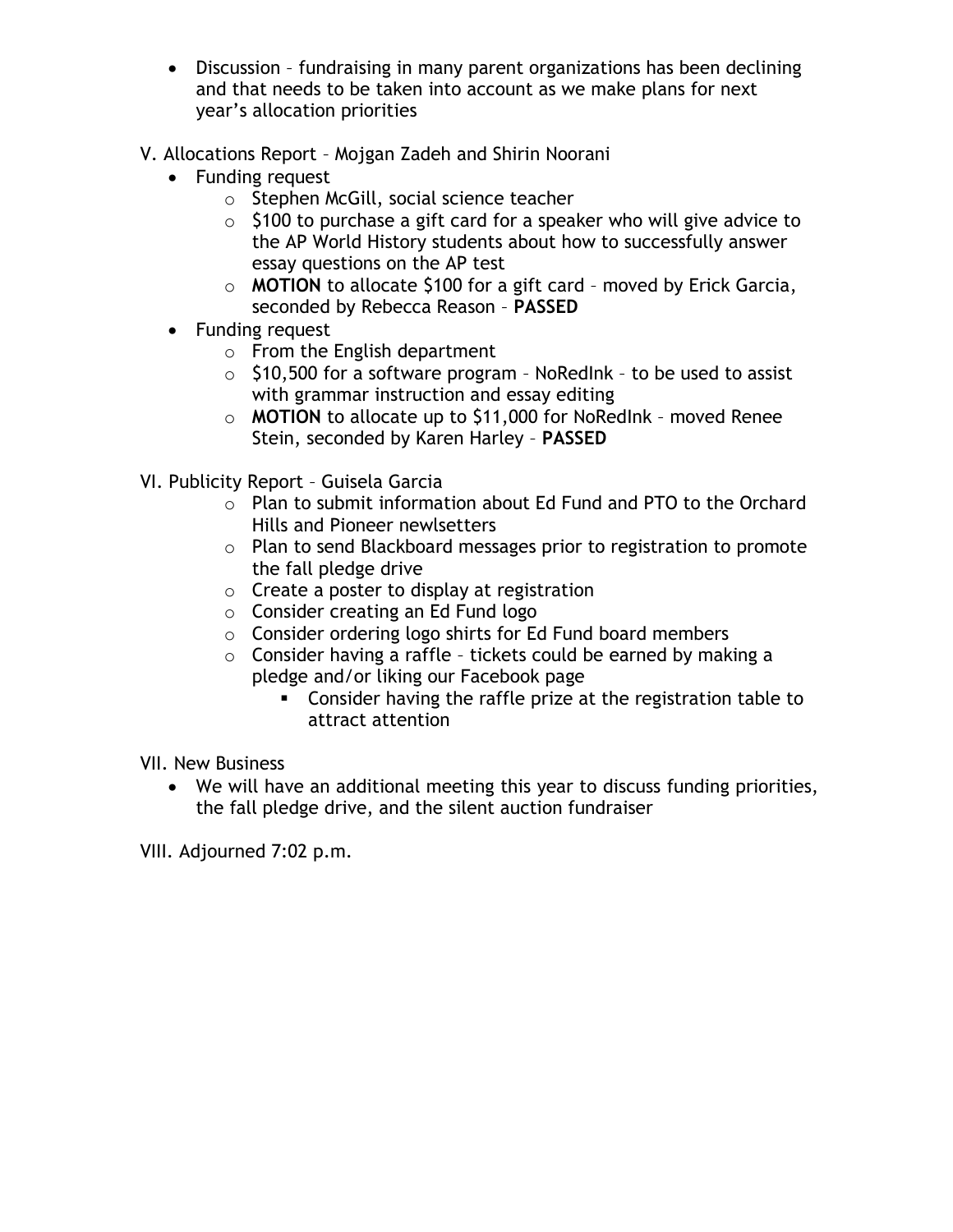- Discussion – fundraising in many parent organizations has been declining and that needs to be taken into account as we make plans for next year's allocation priorities

V. Allocations Report – Mojgan Zadeh and Shirin Noorani

- Funding request
  - Stephen McGill, social science teacher
  - $100 to purchase a gift card for a speaker who will give advice to the AP World History students about how to successfully answer essay questions on the AP test
  - **MOTION** to allocate $100 for a gift card – moved by Erick Garcia, seconded by Rebecca Reason – **PASSED**
- Funding request
  - From the English department
  - $10,500 for a software program – NoRedInk – to be used to assist with grammar instruction and essay editing
  - **MOTION** to allocate up to $11,000 for NoRedInk – moved Renee Stein, seconded by Karen Harley – **PASSED**

VI. Publicity Report – Guisela Garcia

  - Plan to submit information about Ed Fund and PTO to the Orchard Hills and Pioneer newlsetters
  - Plan to send Blackboard messages prior to registration to promote the fall pledge drive
  - Create a poster to display at registration
  - Consider creating an Ed Fund logo
  - Consider ordering logo shirts for Ed Fund board members
  - Consider having a raffle – tickets could be earned by making a pledge and/or liking our Facebook page
    - Consider having the raffle prize at the registration table to attract attention

VII. New Business

- We will have an additional meeting this year to discuss funding priorities, the fall pledge drive, and the silent auction fundraiser

VIII. Adjourned 7:02 p.m.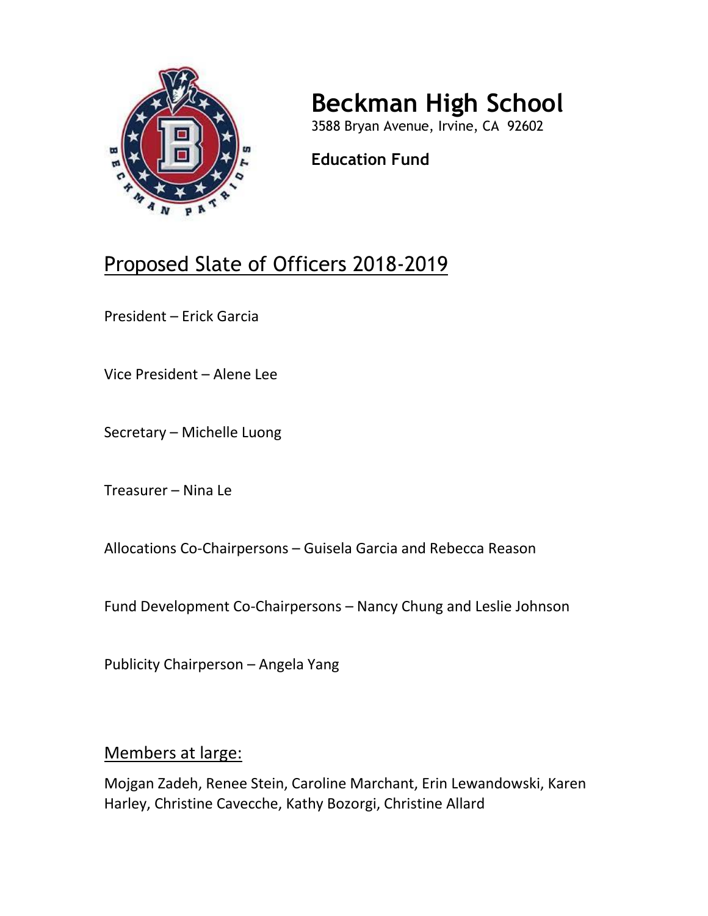# Beckman High School

3588 Bryan Avenue, Irvine, CA 92602

**Education Fund**

## Proposed Slate of Officers 2018-2019

President – Erick Garcia

Vice President – Alene Lee

Secretary – Michelle Luong

Treasurer – Nina Le

Allocations Co-Chairpersons – Guisela Garcia and Rebecca Reason

Fund Development Co-Chairpersons – Nancy Chung and Leslie Johnson

Publicity Chairperson – Angela Yang

### Members at large:

Mojgan Zadeh, Renee Stein, Caroline Marchant, Erin Lewandowski, Karen Harley, Christine Cavecche, Kathy Bozorgi, Christine Allard